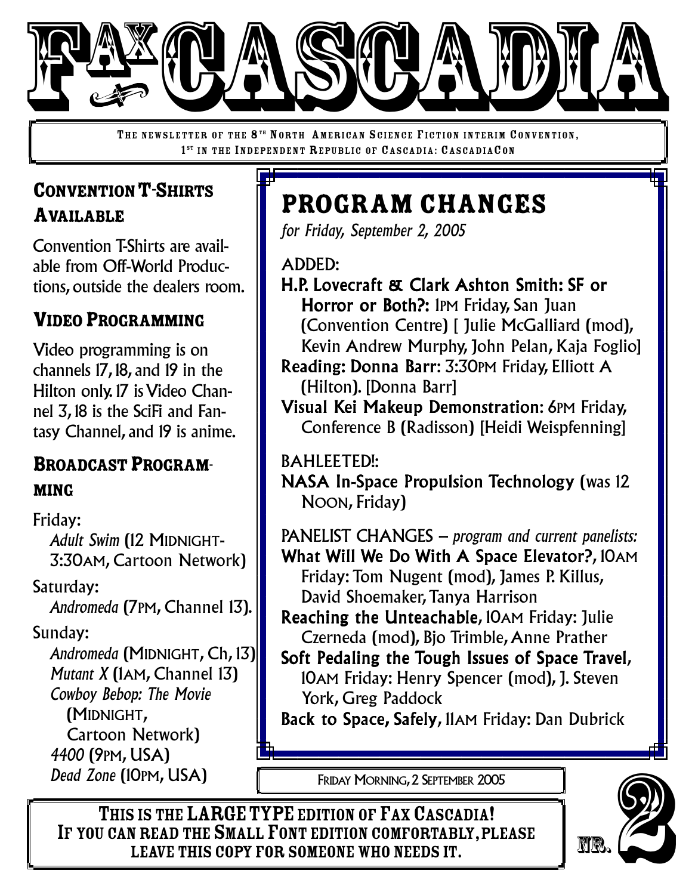# FAX CASCADIA

THE NEWSLETTER OF THE 8TH NORTH AMERICAN SCIENCE FICTION INTERIM CONVENTION, 1ST IN THE INDEPENDENT REPUBLIC OF CASCADIA: CASCADIACON

## Convention T-Shirts Available

Convention T-Shirts are available from Off-World Productions, outside the dealers room.

## Video Programming

Video programming is on channels 17, 18, and 19 in the Hilton only. 17 is Video Channel 3, 18 is the SciFi and Fantasy Channel, and 19 is anime.

## Broadcast Programming

Friday:
- *Adult Swim* (12 MIDNIGHT-3:30AM, Cartoon Network)

Saturday:
- *Andromeda* (7PM, Channel 13).

Sunday:
- *Andromeda* (MIDNIGHT, Ch, 13)
- *Mutant X* (1AM, Channel 13)
- *Cowboy Bebop: The Movie* (MIDNIGHT, Cartoon Network)
- *4400* (9PM, USA)
- *Dead Zone* (10PM, USA)

## PROGRAM CHANGES

*for Friday, September 2, 2005*

ADDED:

**H.P. Lovecraft & Clark Ashton Smith: SF or Horror or Both?:** 1PM Friday, San Juan (Convention Centre) [ Julie McGalliard (mod), Kevin Andrew Murphy, John Pelan, Kaja Foglio]

**Reading: Donna Barr**: 3:30PM Friday, Elliott A (Hilton). [Donna Barr]

**Visual Kei Makeup Demonstration**: 6PM Friday, Conference B (Radisson) [Heidi Weispfenning]

BAHLEETED!:

**NASA In-Space Propulsion Technology** (was 12 NOON, Friday)

PANELIST CHANGES – *program and current panelists:*

**What Will We Do With A Space Elevator?**, 10AM Friday: Tom Nugent (mod), James P. Killus, David Shoemaker, Tanya Harrison

**Reaching the Unteachable**, 10AM Friday: Julie Czerneda (mod), Bjo Trimble, Anne Prather

**Soft Pedaling the Tough Issues of Space Travel**, 10AM Friday: Henry Spencer (mod), J. Steven York, Greg Paddock

**Back to Space, Safely**, 11AM Friday: Dan Dubrick

FRIDAY MORNING, 2 SEPTEMBER 2005

**THIS IS THE LARGE TYPE EDITION OF FAX CASCADIA! IF YOU CAN READ THE SMALL FONT EDITION COMFORTABLY, PLEASE LEAVE THIS COPY FOR SOMEONE WHO NEEDS IT.**

NR. 2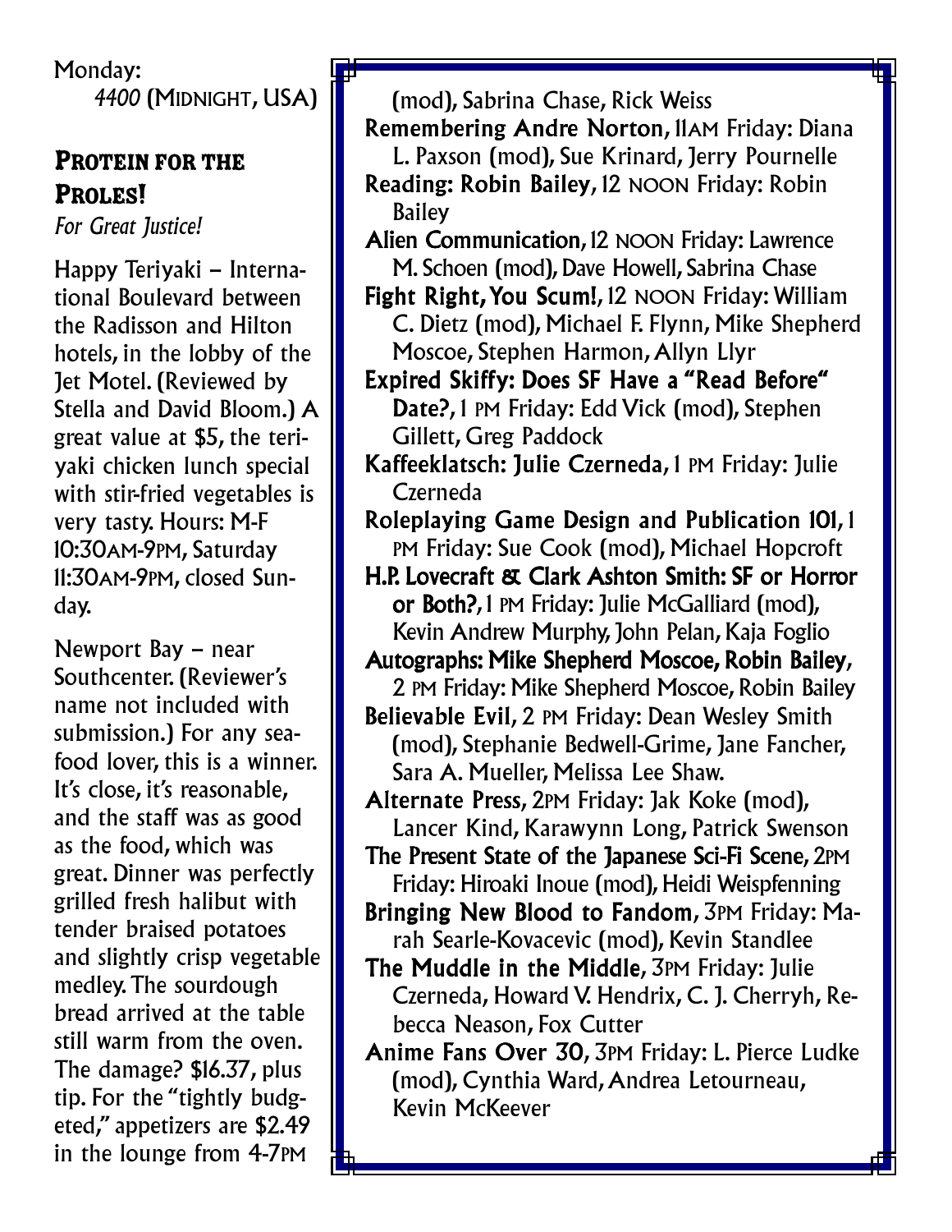Monday:
*4400* (MIDNIGHT, USA)

## PROTEIN FOR THE PROLES!

*For Great Justice!*

Happy Teriyaki – International Boulevard between the Radisson and Hilton hotels, in the lobby of the Jet Motel. (Reviewed by Stella and David Bloom.) A great value at $5, the teriyaki chicken lunch special with stir-fried vegetables is very tasty. Hours: M-F 10:30AM-9PM, Saturday 11:30AM-9PM, closed Sunday.

Newport Bay – near Southcenter. (Reviewer's name not included with submission.) For any seafood lover, this is a winner. It's close, it's reasonable, and the staff was as good as the food, which was great. Dinner was perfectly grilled fresh halibut with tender braised potatoes and slightly crisp vegetable medley. The sourdough bread arrived at the table still warm from the oven. The damage? $16.37, plus tip. For the "tightly budgeted," appetizers are $2.49 in the lounge from 4-7PM

(mod), Sabrina Chase, Rick Weiss

**Remembering Andre Norton**, 11AM Friday: Diana L. Paxson (mod), Sue Krinard, Jerry Pournelle

**Reading: Robin Bailey**, 12 NOON Friday: Robin Bailey

**Alien Communication**, 12 NOON Friday: Lawrence M. Schoen (mod), Dave Howell, Sabrina Chase

**Fight Right, You Scum!**, 12 NOON Friday: William C. Dietz (mod), Michael F. Flynn, Mike Shepherd Moscoe, Stephen Harmon, Allyn Llyr

**Expired Skiffy: Does SF Have a "Read Before" Date?**, 1 PM Friday: Edd Vick (mod), Stephen Gillett, Greg Paddock

**Kaffeeklatsch: Julie Czerneda**, 1 PM Friday: Julie Czerneda

**Roleplaying Game Design and Publication 101**, 1 PM Friday: Sue Cook (mod), Michael Hopcroft

**H.P. Lovecraft & Clark Ashton Smith: SF or Horror or Both?**, 1 PM Friday: Julie McGalliard (mod), Kevin Andrew Murphy, John Pelan, Kaja Foglio

**Autographs: Mike Shepherd Moscoe, Robin Bailey**, 2 PM Friday: Mike Shepherd Moscoe, Robin Bailey

**Believable Evil**, 2 PM Friday: Dean Wesley Smith (mod), Stephanie Bedwell-Grime, Jane Fancher, Sara A. Mueller, Melissa Lee Shaw.

**Alternate Press**, 2PM Friday: Jak Koke (mod), Lancer Kind, Karawynn Long, Patrick Swenson

**The Present State of the Japanese Sci-Fi Scene**, 2PM Friday: Hiroaki Inoue (mod), Heidi Weispfenning

**Bringing New Blood to Fandom**, 3PM Friday: Marah Searle-Kovacevic (mod), Kevin Standlee

**The Muddle in the Middle**, 3PM Friday: Julie Czerneda, Howard V. Hendrix, C. J. Cherryh, Rebecca Neason, Fox Cutter

**Anime Fans Over 30**, 3PM Friday: L. Pierce Ludke (mod), Cynthia Ward, Andrea Letourneau, Kevin McKeever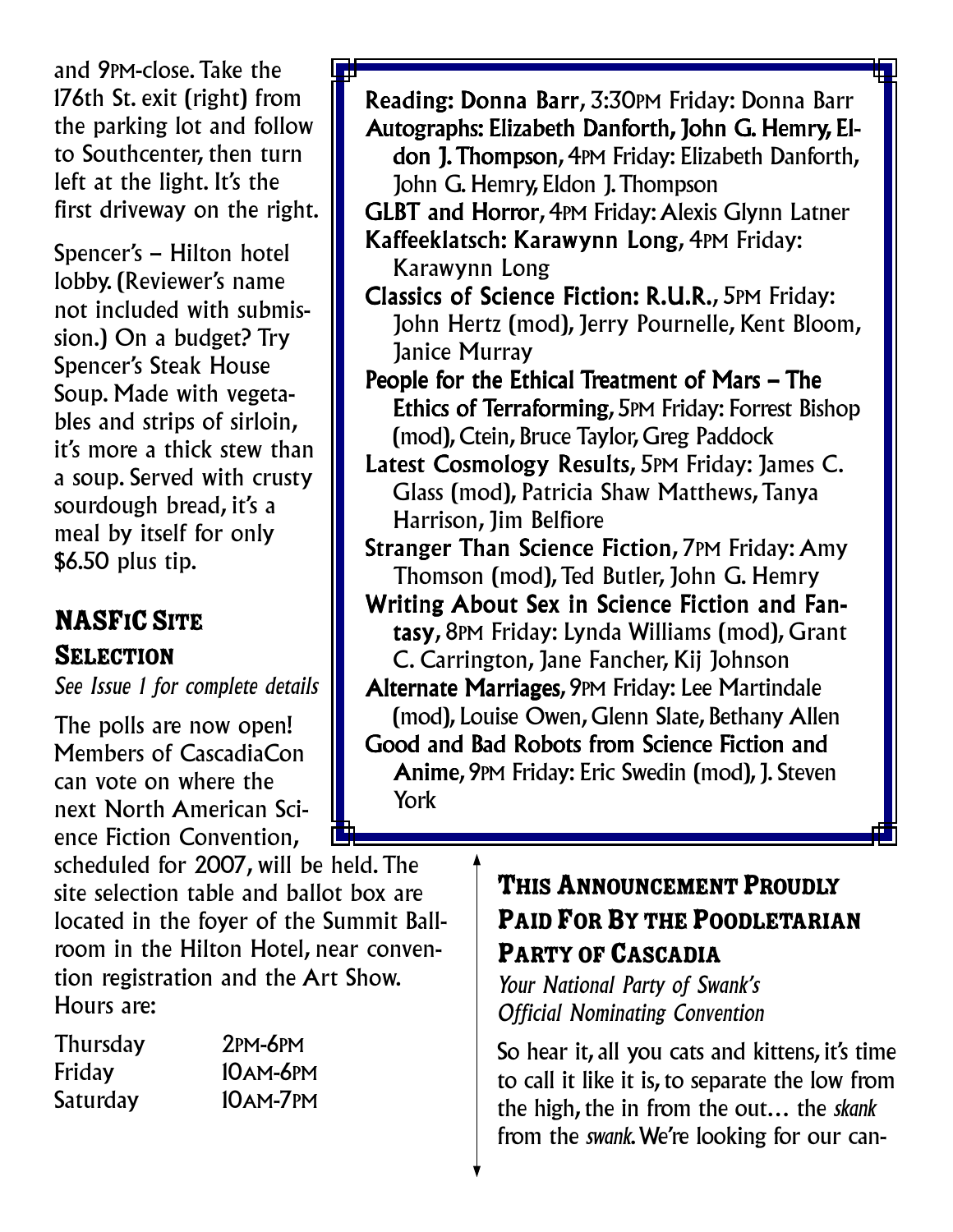and 9PM-close. Take the 176th St. exit (right) from the parking lot and follow to Southcenter, then turn left at the light. It's the first driveway on the right.

Spencer's – Hilton hotel lobby. (Reviewer's name not included with submission.) On a budget? Try Spencer's Steak House Soup. Made with vegetables and strips of sirloin, it's more a thick stew than a soup. Served with crusty sourdough bread, it's a meal by itself for only $6.50 plus tip.

## NASFiC Site Selection

*See Issue 1 for complete details*

The polls are now open! Members of CascadiaCon can vote on where the next North American Science Fiction Convention, scheduled for 2007, will be held. The site selection table and ballot box are located in the foyer of the Summit Ballroom in the Hilton Hotel, near convention registration and the Art Show. Hours are:

| | |
|---|---|
| Thursday | 2PM-6PM |
| Friday | 10AM-6PM |
| Saturday | 10AM-7PM |

**Reading: Donna Barr**, 3:30PM Friday: Donna Barr

**Autographs: Elizabeth Danforth, John G. Hemry, Eldon J. Thompson**, 4PM Friday: Elizabeth Danforth, John G. Hemry, Eldon J. Thompson

**GLBT and Horror**, 4PM Friday: Alexis Glynn Latner

**Kaffeeklatsch: Karawynn Long**, 4PM Friday: Karawynn Long

**Classics of Science Fiction: R.U.R.**, 5PM Friday: John Hertz (mod), Jerry Pournelle, Kent Bloom, Janice Murray

**People for the Ethical Treatment of Mars – The Ethics of Terraforming**, 5PM Friday: Forrest Bishop (mod), Ctein, Bruce Taylor, Greg Paddock

**Latest Cosmology Results**, 5PM Friday: James C. Glass (mod), Patricia Shaw Matthews, Tanya Harrison, Jim Belfiore

**Stranger Than Science Fiction**, 7PM Friday: Amy Thomson (mod), Ted Butler, John G. Hemry

**Writing About Sex in Science Fiction and Fantasy**, 8PM Friday: Lynda Williams (mod), Grant C. Carrington, Jane Fancher, Kij Johnson

**Alternate Marriages**, 9PM Friday: Lee Martindale (mod), Louise Owen, Glenn Slate, Bethany Allen

**Good and Bad Robots from Science Fiction and Anime**, 9PM Friday: Eric Swedin (mod), J. Steven York

## This Announcement Proudly Paid For By the Poodletarian Party of Cascadia

*Your National Party of Swank's Official Nominating Convention*

So hear it, all you cats and kittens, it's time to call it like it is, to separate the low from the high, the in from the out… the *skank* from the *swank*. We're looking for our can-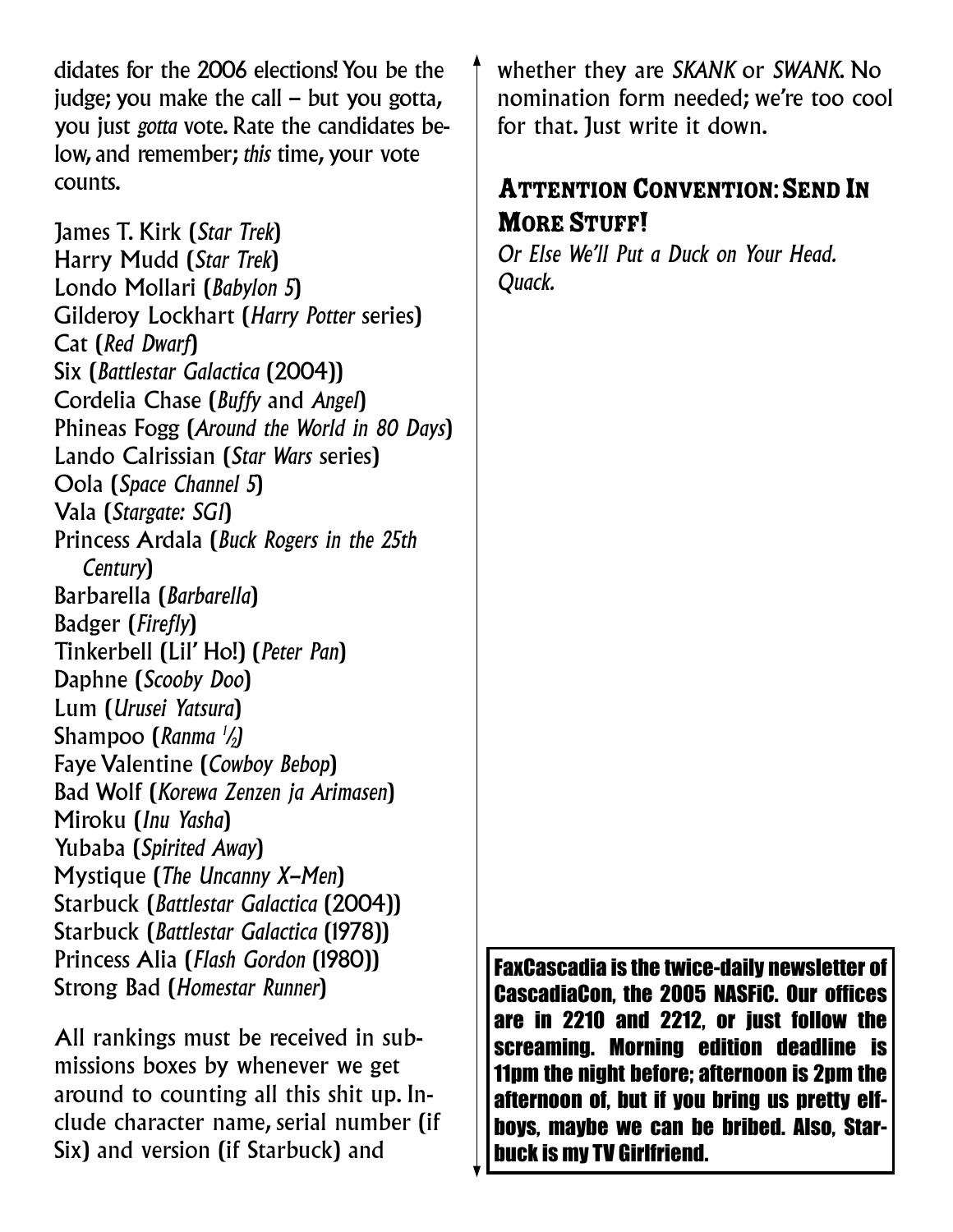didates for the 2006 elections! You be the judge; you make the call – but you gotta, you just *gotta* vote. Rate the candidates below, and remember; *this* time, your vote counts.

James T. Kirk (*Star Trek*)
Harry Mudd (*Star Trek*)
Londo Mollari (*Babylon 5*)
Gilderoy Lockhart (*Harry Potter* series)
Cat (*Red Dwarf*)
Six (*Battlestar Galactica* (2004))
Cordelia Chase (*Buffy* and *Angel*)
Phineas Fogg (*Around the World in 80 Days*)
Lando Calrissian (*Star Wars* series)
Oola (*Space Channel 5*)
Vala (*Stargate: SG1*)
Princess Ardala (*Buck Rogers in the 25th Century*)
Barbarella (*Barbarella*)
Badger (*Firefly*)
Tinkerbell (Lil' Ho!) (*Peter Pan*)
Daphne (*Scooby Doo*)
Lum (*Urusei Yatsura*)
Shampoo (*Ranma ½*)
Faye Valentine (*Cowboy Bebop*)
Bad Wolf (*Korewa Zenzen ja Arimasen*)
Miroku (*Inu Yasha*)
Yubaba (*Spirited Away*)
Mystique (*The Uncanny X-Men*)
Starbuck (*Battlestar Galactica* (2004))
Starbuck (*Battlestar Galactica* (1978))
Princess Alia (*Flash Gordon* (1980))
Strong Bad (*Homestar Runner*)

All rankings must be received in submissions boxes by whenever we get around to counting all this shit up. Include character name, serial number (if Six) and version (if Starbuck) and whether they are *SKANK* or *SWANK*. No nomination form needed; we're too cool for that. Just write it down.

## Attention Convention: Send In More Stuff!

*Or Else We'll Put a Duck on Your Head. Quack.*

**FaxCascadia is the twice-daily newsletter of CascadiaCon, the 2005 NASFiC. Our offices are in 2210 and 2212, or just follow the screaming. Morning edition deadline is 11pm the night before; afternoon is 2pm the afternoon of, but if you bring us pretty elf-boys, maybe we can be bribed. Also, Starbuck is my TV Girlfriend.**